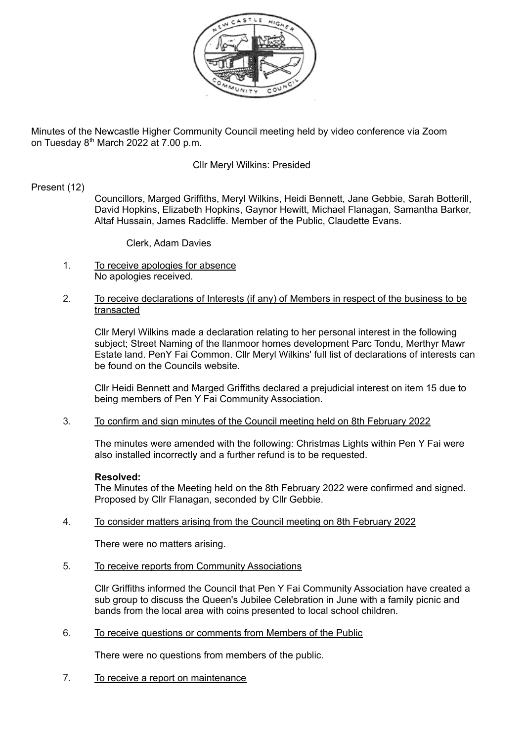Minutes of the Newcastle Higher Community Council meeting held by video conference via Zoom on Tuesday 8th March 2022 at 7.00 p.m.

Cllr Meryl Wilkins: Presided

Present (12)

Councillors, Marged Griffiths, Meryl Wilkins, Heidi Bennett, Jane Gebbie, Sarah Botterill, David Hopkins, Elizabeth Hopkins, Gaynor Hewitt, Michael Flanagan, Samantha Barker, Altaf Hussain, James Radcliffe. Member of the Public, Claudette Evans.

Clerk, Adam Davies

1. <u>To receive apologies for absence</u>
   No apologies received.

2. <u>To receive declarations of Interests (if any) of Members in respect of the business to be transacted</u>

   Cllr Meryl Wilkins made a declaration relating to her personal interest in the following subject; Street Naming of the llanmoor homes development Parc Tondu, Merthyr Mawr Estate land. PenY Fai Common. Cllr Meryl Wilkins' full list of declarations of interests can be found on the Councils website.

   Cllr Heidi Bennett and Marged Griffiths declared a prejudicial interest on item 15 due to being members of Pen Y Fai Community Association.

3. <u>To confirm and sign minutes of the Council meeting held on 8th February 2022</u>

   The minutes were amended with the following: Christmas Lights within Pen Y Fai were also installed incorrectly and a further refund is to be requested.

   **Resolved:**
   The Minutes of the Meeting held on the 8th February 2022 were confirmed and signed. Proposed by Cllr Flanagan, seconded by Cllr Gebbie.

4. <u>To consider matters arising from the Council meeting on 8th February 2022</u>

   There were no matters arising.

5. <u>To receive reports from Community Associations</u>

   Cllr Griffiths informed the Council that Pen Y Fai Community Association have created a sub group to discuss the Queen's Jubilee Celebration in June with a family picnic and bands from the local area with coins presented to local school children.

6. <u>To receive questions or comments from Members of the Public</u>

   There were no questions from members of the public.

7. <u>To receive a report on maintenance</u>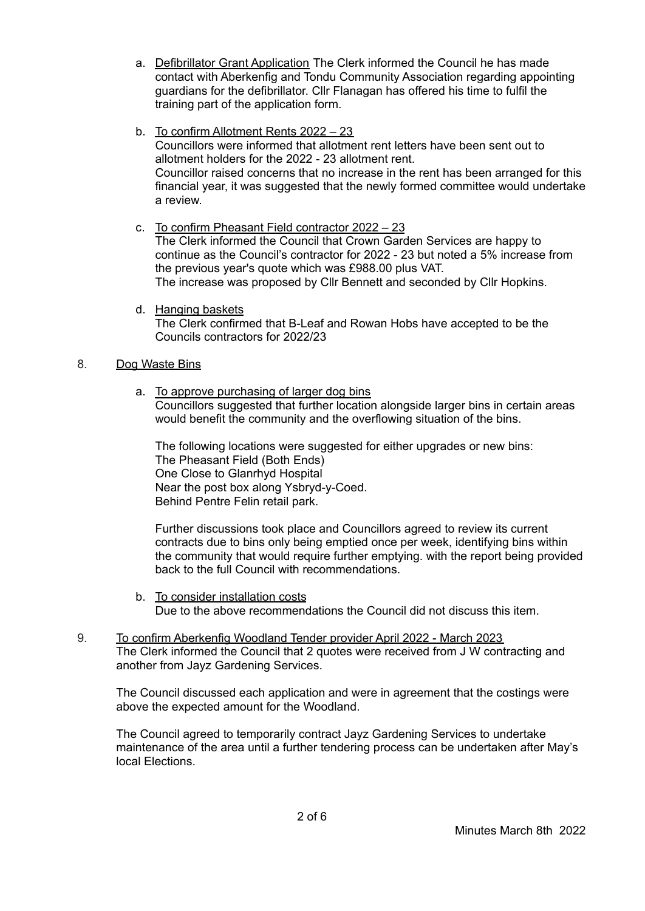a. Defibrillator Grant Application The Clerk informed the Council he has made contact with Aberkenfig and Tondu Community Association regarding appointing guardians for the defibrillator. Cllr Flanagan has offered his time to fulfil the training part of the application form.

b. To confirm Allotment Rents 2022 – 23
Councillors were informed that allotment rent letters have been sent out to allotment holders for the 2022 - 23 allotment rent.
Councillor raised concerns that no increase in the rent has been arranged for this financial year, it was suggested that the newly formed committee would undertake a review.

c. To confirm Pheasant Field contractor 2022 – 23
The Clerk informed the Council that Crown Garden Services are happy to continue as the Council's contractor for 2022 - 23 but noted a 5% increase from the previous year's quote which was £988.00 plus VAT.
The increase was proposed by Cllr Bennett and seconded by Cllr Hopkins.

d. Hanging baskets
The Clerk confirmed that B-Leaf and Rowan Hobs have accepted to be the Councils contractors for 2022/23

8. Dog Waste Bins

a. To approve purchasing of larger dog bins
Councillors suggested that further location alongside larger bins in certain areas would benefit the community and the overflowing situation of the bins.

The following locations were suggested for either upgrades or new bins:
The Pheasant Field (Both Ends)
One Close to Glanrhyd Hospital
Near the post box along Ysbryd-y-Coed.
Behind Pentre Felin retail park.

Further discussions took place and Councillors agreed to review its current contracts due to bins only being emptied once per week, identifying bins within the community that would require further emptying. with the report being provided back to the full Council with recommendations.

b. To consider installation costs
Due to the above recommendations the Council did not discuss this item.

9. To confirm Aberkenfig Woodland Tender provider April 2022 - March 2023
The Clerk informed the Council that 2 quotes were received from J W contracting and another from Jayz Gardening Services.

The Council discussed each application and were in agreement that the costings were above the expected amount for the Woodland.

The Council agreed to temporarily contract Jayz Gardening Services to undertake maintenance of the area until a further tendering process can be undertaken after May's local Elections.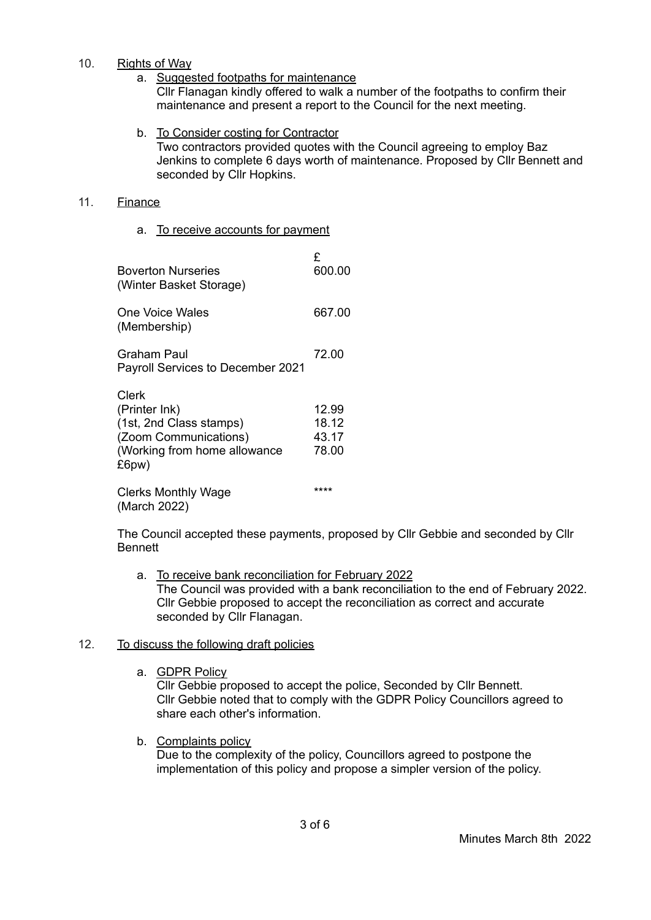10. Rights of Way
    a. Suggested footpaths for maintenance
       Cllr Flanagan kindly offered to walk a number of the footpaths to confirm their maintenance and present a report to the Council for the next meeting.

    b. To Consider costing for Contractor
       Two contractors provided quotes with the Council agreeing to employ Baz Jenkins to complete 6 days worth of maintenance. Proposed by Cllr Bennett and seconded by Cllr Hopkins.

11. Finance

    a. To receive accounts for payment

| | £ |
|---|---|
| Boverton Nurseries (Winter Basket Storage) | 600.00 |
| One Voice Wales (Membership) | 667.00 |
| Graham Paul Payroll Services to December 2021 | 72.00 |
| Clerk | |
| (Printer Ink) | 12.99 |
| (1st, 2nd Class stamps) | 18.12 |
| (Zoom Communications) | 43.17 |
| (Working from home allowance £6pw) | 78.00 |
| Clerks Monthly Wage (March 2022) | **** |

The Council accepted these payments, proposed by Cllr Gebbie and seconded by Cllr Bennett

    a. To receive bank reconciliation for February 2022
       The Council was provided with a bank reconciliation to the end of February 2022. Cllr Gebbie proposed to accept the reconciliation as correct and accurate seconded by Cllr Flanagan.

12. To discuss the following draft policies

    a. GDPR Policy
       Cllr Gebbie proposed to accept the police, Seconded by Cllr Bennett. Cllr Gebbie noted that to comply with the GDPR Policy Councillors agreed to share each other's information.

    b. Complaints policy
       Due to the complexity of the policy, Councillors agreed to postpone the implementation of this policy and propose a simpler version of the policy.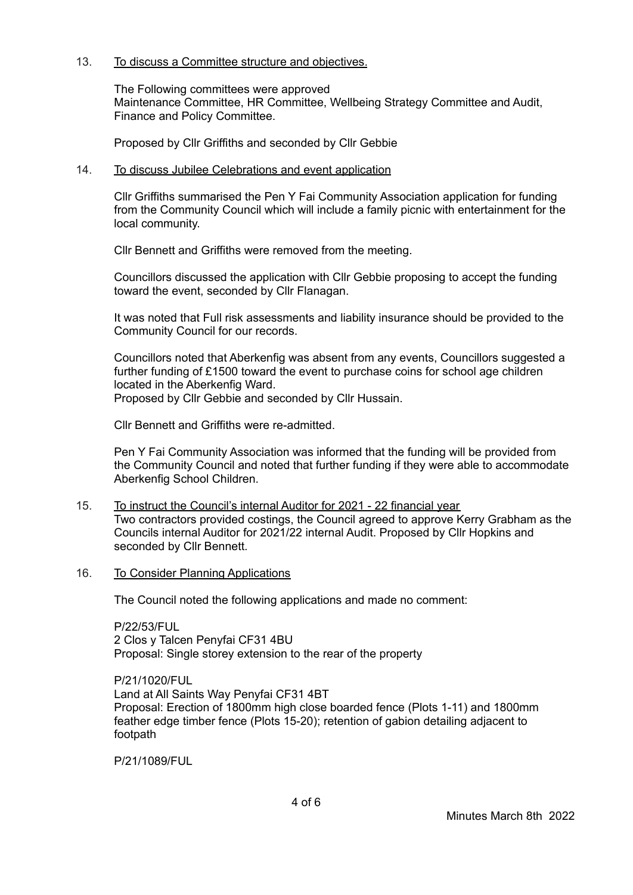13. <u>To discuss a Committee structure and objectives.</u>

The Following committees were approved
Maintenance Committee, HR Committee, Wellbeing Strategy Committee and Audit, Finance and Policy Committee.

Proposed by Cllr Griffiths and seconded by Cllr Gebbie

14. <u>To discuss Jubilee Celebrations and event application</u>

Cllr Griffiths summarised the Pen Y Fai Community Association application for funding from the Community Council which will include a family picnic with entertainment for the local community.

Cllr Bennett and Griffiths were removed from the meeting.

Councillors discussed the application with Cllr Gebbie proposing to accept the funding toward the event, seconded by Cllr Flanagan.

It was noted that Full risk assessments and liability insurance should be provided to the Community Council for our records.

Councillors noted that Aberkenfig was absent from any events, Councillors suggested a further funding of £1500 toward the event to purchase coins for school age children located in the Aberkenfig Ward.
Proposed by Cllr Gebbie and seconded by Cllr Hussain.

Cllr Bennett and Griffiths were re-admitted.

Pen Y Fai Community Association was informed that the funding will be provided from the Community Council and noted that further funding if they were able to accommodate Aberkenfig School Children.

15. <u>To instruct the Council's internal Auditor for 2021 - 22 financial year</u>
Two contractors provided costings, the Council agreed to approve Kerry Grabham as the Councils internal Auditor for 2021/22 internal Audit. Proposed by Cllr Hopkins and seconded by Cllr Bennett.

16. <u>To Consider Planning Applications</u>

The Council noted the following applications and made no comment:

P/22/53/FUL
2 Clos y Talcen Penyfai CF31 4BU
Proposal: Single storey extension to the rear of the property

P/21/1020/FUL
Land at All Saints Way Penyfai CF31 4BT
Proposal: Erection of 1800mm high close boarded fence (Plots 1-11) and 1800mm feather edge timber fence (Plots 15-20); retention of gabion detailing adjacent to footpath

P/21/1089/FUL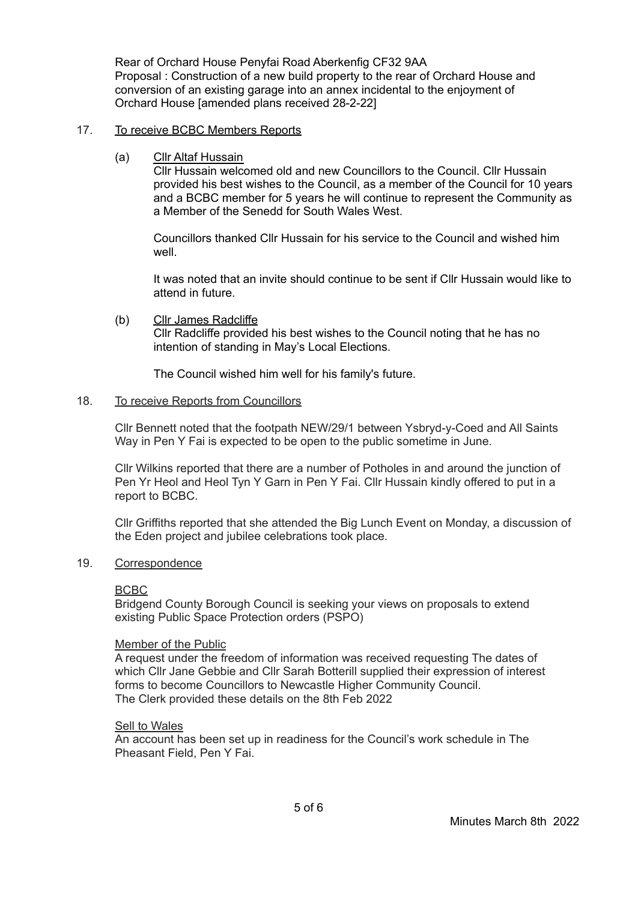Rear of Orchard House Penyfai Road Aberkenfig CF32 9AA
Proposal : Construction of a new build property to the rear of Orchard House and conversion of an existing garage into an annex incidental to the enjoyment of Orchard House [amended plans received 28-2-22]

17. To receive BCBC Members Reports

(a) Cllr Altaf Hussain

Cllr Hussain welcomed old and new Councillors to the Council. Cllr Hussain provided his best wishes to the Council, as a member of the Council for 10 years and a BCBC member for 5 years he will continue to represent the Community as a Member of the Senedd for South Wales West.

Councillors thanked Cllr Hussain for his service to the Council and wished him well.

It was noted that an invite should continue to be sent if Cllr Hussain would like to attend in future.

(b) Cllr James Radcliffe

Cllr Radcliffe provided his best wishes to the Council noting that he has no intention of standing in May's Local Elections.

The Council wished him well for his family's future.

18. To receive Reports from Councillors

Cllr Bennett noted that the footpath NEW/29/1 between Ysbryd-y-Coed and All Saints Way in Pen Y Fai is expected to be open to the public sometime in June.

Cllr Wilkins reported that there are a number of Potholes in and around the junction of Pen Yr Heol and Heol Tyn Y Garn in Pen Y Fai. Cllr Hussain kindly offered to put in a report to BCBC.

Cllr Griffiths reported that she attended the Big Lunch Event on Monday, a discussion of the Eden project and jubilee celebrations took place.

19. Correspondence

BCBC

Bridgend County Borough Council is seeking your views on proposals to extend existing Public Space Protection orders (PSPO)

Member of the Public

A request under the freedom of information was received requesting The dates of which Cllr Jane Gebbie and Cllr Sarah Botterill supplied their expression of interest forms to become Councillors to Newcastle Higher Community Council.
The Clerk provided these details on the 8th Feb 2022

Sell to Wales

An account has been set up in readiness for the Council's work schedule in The Pheasant Field, Pen Y Fai.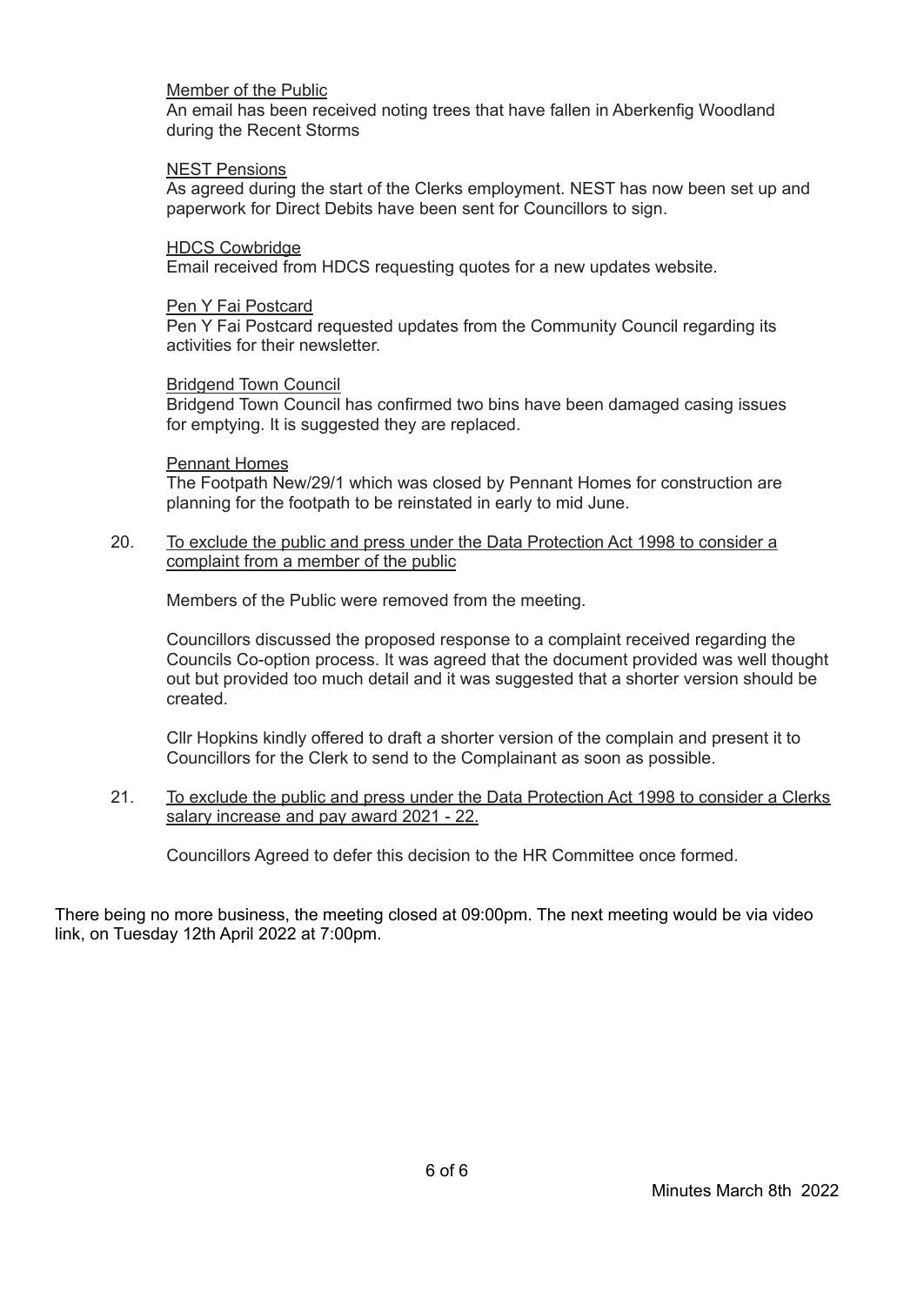Member of the Public

An email has been received noting trees that have fallen in Aberkenfig Woodland during the Recent Storms

NEST Pensions

As agreed during the start of the Clerks employment. NEST has now been set up and paperwork for Direct Debits have been sent for Councillors to sign.

HDCS Cowbridge

Email received from HDCS requesting quotes for a new updates website.

Pen Y Fai Postcard

Pen Y Fai Postcard requested updates from the Community Council regarding its activities for their newsletter.

Bridgend Town Council

Bridgend Town Council has confirmed two bins have been damaged casing issues for emptying. It is suggested they are replaced.

Pennant Homes

The Footpath New/29/1 which was closed by Pennant Homes for construction are planning for the footpath to be reinstated in early to mid June.

20. To exclude the public and press under the Data Protection Act 1998 to consider a complaint from a member of the public

Members of the Public were removed from the meeting.

Councillors discussed the proposed response to a complaint received regarding the Councils Co-option process. It was agreed that the document provided was well thought out but provided too much detail and it was suggested that a shorter version should be created.

Cllr Hopkins kindly offered to draft a shorter version of the complain and present it to Councillors for the Clerk to send to the Complainant as soon as possible.

21. To exclude the public and press under the Data Protection Act 1998 to consider a Clerks salary increase and pay award 2021 - 22.

Councillors Agreed to defer this decision to the HR Committee once formed.

There being no more business, the meeting closed at 09:00pm. The next meeting would be via video link, on Tuesday 12th April 2022 at 7:00pm.